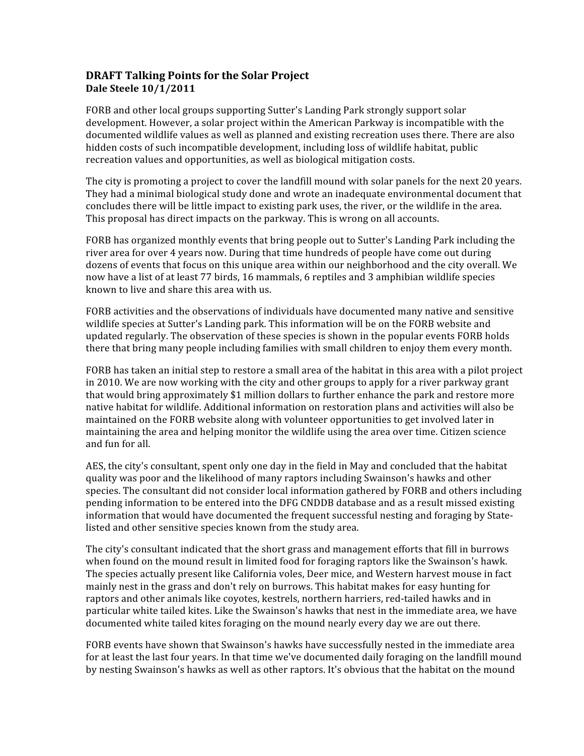## DRAFT Talking Points for the Solar Project

**Dale Steele 10/1/2011**

FORB and other local groups supporting Sutter's Landing Park strongly support solar development. However, a solar project within the American Parkway is incompatible with the documented wildlife values as well as planned and existing recreation uses there. There are also hidden costs of such incompatible development, including loss of wildlife habitat, public recreation values and opportunities, as well as biological mitigation costs.

The city is promoting a project to cover the landfill mound with solar panels for the next 20 years. They had a minimal biological study done and wrote an inadequate environmental document that concludes there will be little impact to existing park uses, the river, or the wildlife in the area. This proposal has direct impacts on the parkway. This is wrong on all accounts.

FORB has organized monthly events that bring people out to Sutter's Landing Park including the river area for over 4 years now. During that time hundreds of people have come out during dozens of events that focus on this unique area within our neighborhood and the city overall. We now have a list of at least 77 birds, 16 mammals, 6 reptiles and 3 amphibian wildlife species known to live and share this area with us.

FORB activities and the observations of individuals have documented many native and sensitive wildlife species at Sutter's Landing park. This information will be on the FORB website and updated regularly. The observation of these species is shown in the popular events FORB holds there that bring many people including families with small children to enjoy them every month.

FORB has taken an initial step to restore a small area of the habitat in this area with a pilot project in 2010. We are now working with the city and other groups to apply for a river parkway grant that would bring approximately $1 million dollars to further enhance the park and restore more native habitat for wildlife. Additional information on restoration plans and activities will also be maintained on the FORB website along with volunteer opportunities to get involved later in maintaining the area and helping monitor the wildlife using the area over time. Citizen science and fun for all.

AES, the city's consultant, spent only one day in the field in May and concluded that the habitat quality was poor and the likelihood of many raptors including Swainson's hawks and other species. The consultant did not consider local information gathered by FORB and others including pending information to be entered into the DFG CNDDB database and as a result missed existing information that would have documented the frequent successful nesting and foraging by State-listed and other sensitive species known from the study area.

The city's consultant indicated that the short grass and management efforts that fill in burrows when found on the mound result in limited food for foraging raptors like the Swainson's hawk. The species actually present like California voles, Deer mice, and Western harvest mouse in fact mainly nest in the grass and don't rely on burrows. This habitat makes for easy hunting for raptors and other animals like coyotes, kestrels, northern harriers, red-tailed hawks and in particular white tailed kites. Like the Swainson's hawks that nest in the immediate area, we have documented white tailed kites foraging on the mound nearly every day we are out there.

FORB events have shown that Swainson's hawks have successfully nested in the immediate area for at least the last four years. In that time we've documented daily foraging on the landfill mound by nesting Swainson's hawks as well as other raptors. It's obvious that the habitat on the mound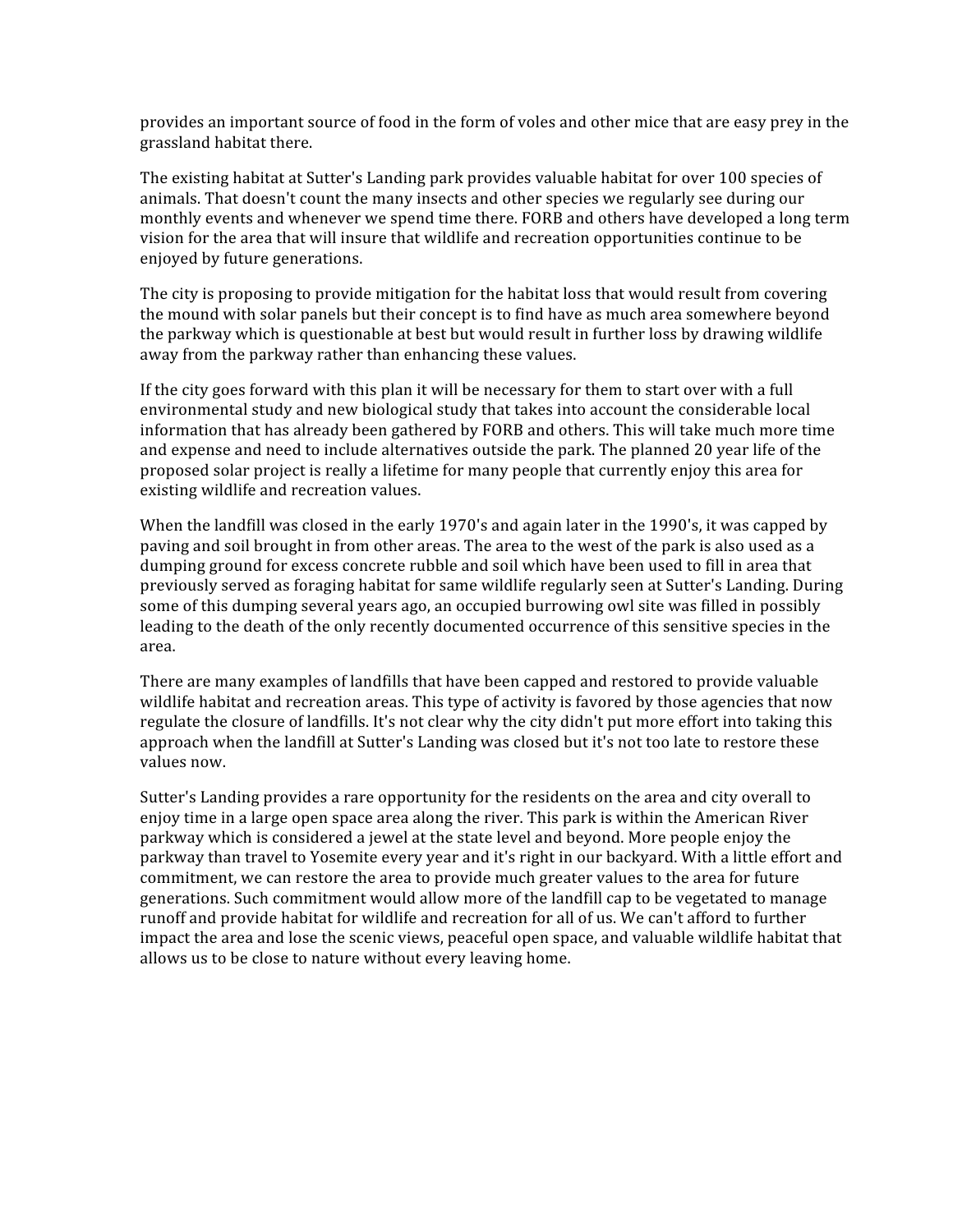provides an important source of food in the form of voles and other mice that are easy prey in the grassland habitat there.

The existing habitat at Sutter's Landing park provides valuable habitat for over 100 species of animals. That doesn't count the many insects and other species we regularly see during our monthly events and whenever we spend time there. FORB and others have developed a long term vision for the area that will insure that wildlife and recreation opportunities continue to be enjoyed by future generations.

The city is proposing to provide mitigation for the habitat loss that would result from covering the mound with solar panels but their concept is to find have as much area somewhere beyond the parkway which is questionable at best but would result in further loss by drawing wildlife away from the parkway rather than enhancing these values.

If the city goes forward with this plan it will be necessary for them to start over with a full environmental study and new biological study that takes into account the considerable local information that has already been gathered by FORB and others. This will take much more time and expense and need to include alternatives outside the park. The planned 20 year life of the proposed solar project is really a lifetime for many people that currently enjoy this area for existing wildlife and recreation values.

When the landfill was closed in the early 1970's and again later in the 1990's, it was capped by paving and soil brought in from other areas. The area to the west of the park is also used as a dumping ground for excess concrete rubble and soil which have been used to fill in area that previously served as foraging habitat for same wildlife regularly seen at Sutter's Landing. During some of this dumping several years ago, an occupied burrowing owl site was filled in possibly leading to the death of the only recently documented occurrence of this sensitive species in the area.

There are many examples of landfills that have been capped and restored to provide valuable wildlife habitat and recreation areas. This type of activity is favored by those agencies that now regulate the closure of landfills. It's not clear why the city didn't put more effort into taking this approach when the landfill at Sutter's Landing was closed but it's not too late to restore these values now.

Sutter's Landing provides a rare opportunity for the residents on the area and city overall to enjoy time in a large open space area along the river. This park is within the American River parkway which is considered a jewel at the state level and beyond. More people enjoy the parkway than travel to Yosemite every year and it's right in our backyard. With a little effort and commitment, we can restore the area to provide much greater values to the area for future generations. Such commitment would allow more of the landfill cap to be vegetated to manage runoff and provide habitat for wildlife and recreation for all of us. We can't afford to further impact the area and lose the scenic views, peaceful open space, and valuable wildlife habitat that allows us to be close to nature without every leaving home.